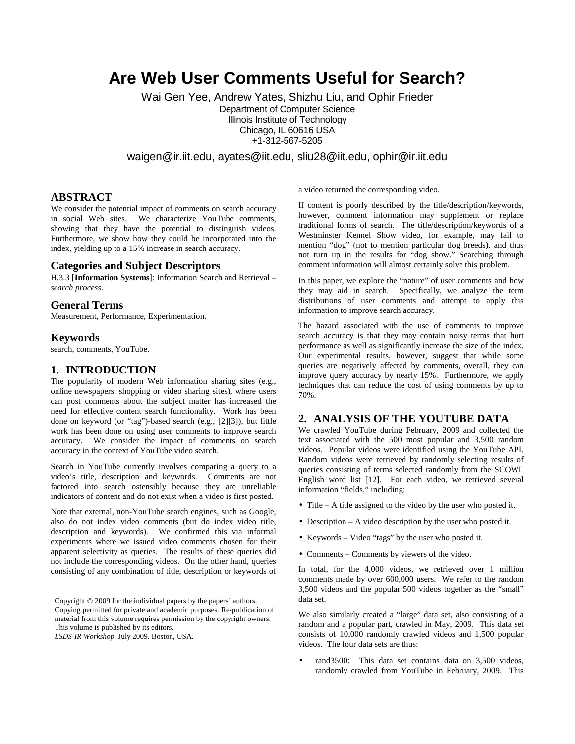# Are Web User Comments Useful for Search?

Wai Gen Yee, Andrew Yates, Shizhu Liu, and Ophir Frieder
Department of Computer Science
Illinois Institute of Technology
Chicago, IL 60616 USA
+1-312-567-5205

waigen@ir.iit.edu, ayates@iit.edu, sliu28@iit.edu, ophir@ir.iit.edu

## ABSTRACT

We consider the potential impact of comments on search accuracy in social Web sites. We characterize YouTube comments, showing that they have the potential to distinguish videos. Furthermore, we show how they could be incorporated into the index, yielding up to a 15% increase in search accuracy.

## Categories and Subject Descriptors

H.3.3 [**Information Systems**]: Information Search and Retrieval – *search process*.

## General Terms

Measurement, Performance, Experimentation.

## Keywords

search, comments, YouTube.

## 1. INTRODUCTION

The popularity of modern Web information sharing sites (e.g., online newspapers, shopping or video sharing sites), where users can post comments about the subject matter has increased the need for effective content search functionality. Work has been done on keyword (or "tag")-based search (e.g., [2][3]), but little work has been done on using user comments to improve search accuracy. We consider the impact of comments on search accuracy in the context of YouTube video search.

Search in YouTube currently involves comparing a query to a video's title, description and keywords. Comments are not factored into search ostensibly because they are unreliable indicators of content and do not exist when a video is first posted.

Note that external, non-YouTube search engines, such as Google, also do not index video comments (but do index video title, description and keywords). We confirmed this via informal experiments where we issued video comments chosen for their apparent selectivity as queries. The results of these queries did not include the corresponding videos. On the other hand, queries consisting of any combination of title, description or keywords of a video returned the corresponding video.

If content is poorly described by the title/description/keywords, however, comment information may supplement or replace traditional forms of search. The title/description/keywords of a Westminster Kennel Show video, for example, may fail to mention "dog" (not to mention particular dog breeds), and thus not turn up in the results for "dog show." Searching through comment information will almost certainly solve this problem.

In this paper, we explore the "nature" of user comments and how they may aid in search. Specifically, we analyze the term distributions of user comments and attempt to apply this information to improve search accuracy.

The hazard associated with the use of comments to improve search accuracy is that they may contain noisy terms that hurt performance as well as significantly increase the size of the index. Our experimental results, however, suggest that while some queries are negatively affected by comments, overall, they can improve query accuracy by nearly 15%. Furthermore, we apply techniques that can reduce the cost of using comments by up to 70%.

## 2. ANALYSIS OF THE YOUTUBE DATA

We crawled YouTube during February, 2009 and collected the text associated with the 500 most popular and 3,500 random videos. Popular videos were identified using the YouTube API. Random videos were retrieved by randomly selecting results of queries consisting of terms selected randomly from the SCOWL English word list [12]. For each video, we retrieved several information "fields," including:

- Title – A title assigned to the video by the user who posted it.
- Description – A video description by the user who posted it.
- Keywords – Video "tags" by the user who posted it.
- Comments – Comments by viewers of the video.

In total, for the 4,000 videos, we retrieved over 1 million comments made by over 600,000 users. We refer to the random 3,500 videos and the popular 500 videos together as the "small" data set.

We also similarly created a "large" data set, also consisting of a random and a popular part, crawled in May, 2009. This data set consists of 10,000 randomly crawled videos and 1,500 popular videos. The four data sets are thus:

- rand3500: This data set contains data on 3,500 videos, randomly crawled from YouTube in February, 2009. This

Copyright © 2009 for the individual papers by the papers' authors. Copying permitted for private and academic purposes. Re-publication of material from this volume requires permission by the copyright owners. This volume is published by its editors.
*LSDS-IR Workshop*. July 2009. Boston, USA.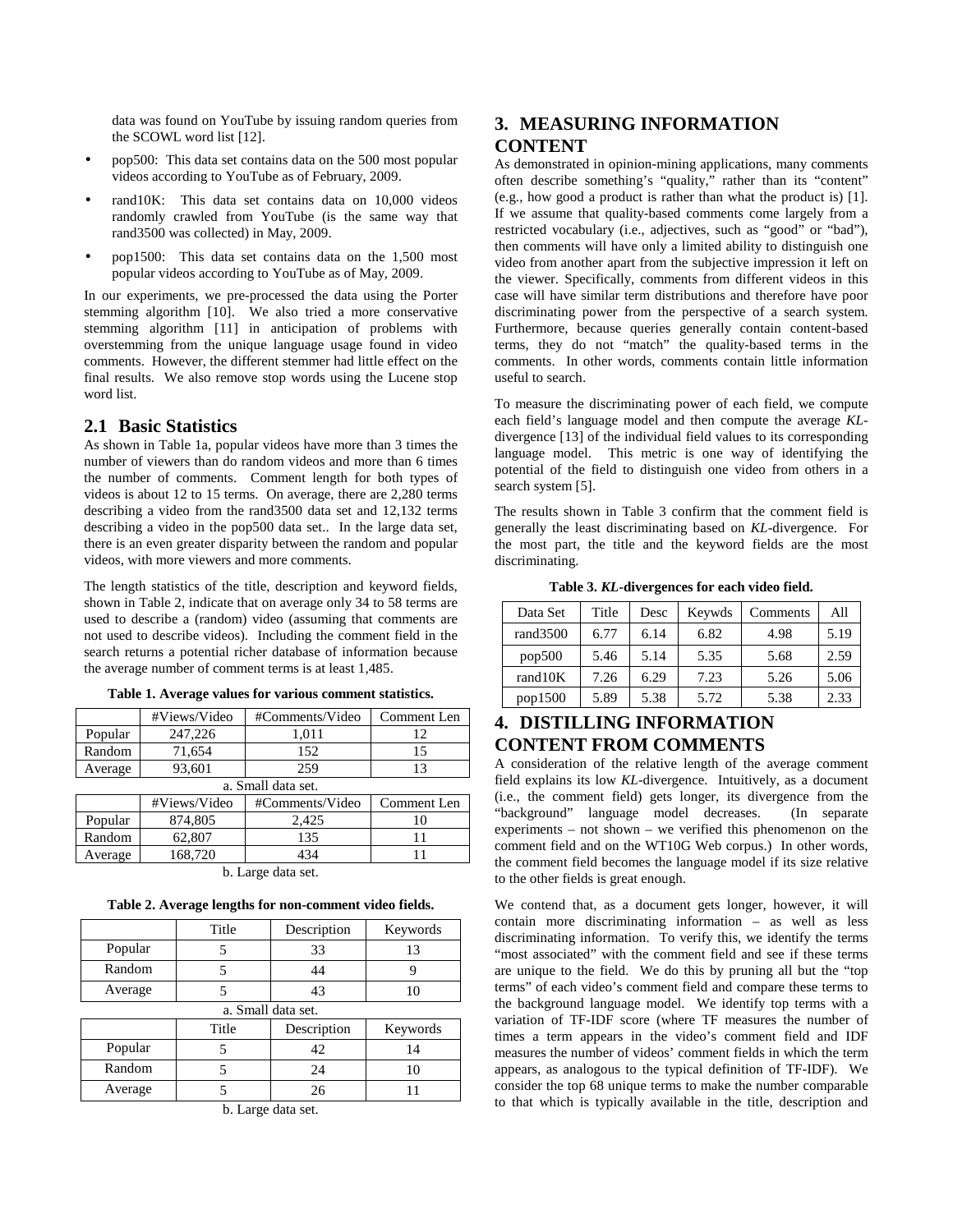data was found on YouTube by issuing random queries from the SCOWL word list [12].

- pop500: This data set contains data on the 500 most popular videos according to YouTube as of February, 2009.
- rand10K: This data set contains data on 10,000 videos randomly crawled from YouTube (is the same way that rand3500 was collected) in May, 2009.
- pop1500: This data set contains data on the 1,500 most popular videos according to YouTube as of May, 2009.

In our experiments, we pre-processed the data using the Porter stemming algorithm [10]. We also tried a more conservative stemming algorithm [11] in anticipation of problems with overstemming from the unique language usage found in video comments. However, the different stemmer had little effect on the final results. We also remove stop words using the Lucene stop word list.

## 2.1 Basic Statistics

As shown in Table 1a, popular videos have more than 3 times the number of viewers than do random videos and more than 6 times the number of comments. Comment length for both types of videos is about 12 to 15 terms. On average, there are 2,280 terms describing a video from the rand3500 data set and 12,132 terms describing a video in the pop500 data set.. In the large data set, there is an even greater disparity between the random and popular videos, with more viewers and more comments.

The length statistics of the title, description and keyword fields, shown in Table 2, indicate that on average only 34 to 58 terms are used to describe a (random) video (assuming that comments are not used to describe videos). Including the comment field in the search returns a potential richer database of information because the average number of comment terms is at least 1,485.

**Table 1. Average values for various comment statistics.**

| | #Views/Video | #Comments/Video | Comment Len |
|---|---|---|---|
| Popular | 247,226 | 1,011 | 12 |
| Random | 71,654 | 152 | 15 |
| Average | 93,601 | 259 | 13 |

a. Small data set.

| | #Views/Video | #Comments/Video | Comment Len |
|---|---|---|---|
| Popular | 874,805 | 2,425 | 10 |
| Random | 62,807 | 135 | 11 |
| Average | 168,720 | 434 | 11 |

b. Large data set.

**Table 2. Average lengths for non-comment video fields.**

| | Title | Description | Keywords |
|---|---|---|---|
| Popular | 5 | 33 | 13 |
| Random | 5 | 44 | 9 |
| Average | 5 | 43 | 10 |

a. Small data set.

| | Title | Description | Keywords |
|---|---|---|---|
| Popular | 5 | 42 | 14 |
| Random | 5 | 24 | 10 |
| Average | 5 | 26 | 11 |

b. Large data set.

# 3. MEASURING INFORMATION CONTENT

As demonstrated in opinion-mining applications, many comments often describe something's "quality," rather than its "content" (e.g., how good a product is rather than what the product is) [1]. If we assume that quality-based comments come largely from a restricted vocabulary (i.e., adjectives, such as "good" or "bad"), then comments will have only a limited ability to distinguish one video from another apart from the subjective impression it left on the viewer. Specifically, comments from different videos in this case will have similar term distributions and therefore have poor discriminating power from the perspective of a search system. Furthermore, because queries generally contain content-based terms, they do not "match" the quality-based terms in the comments. In other words, comments contain little information useful to search.

To measure the discriminating power of each field, we compute each field's language model and then compute the average *KL*-divergence [13] of the individual field values to its corresponding language model. This metric is one way of identifying the potential of the field to distinguish one video from others in a search system [5].

The results shown in Table 3 confirm that the comment field is generally the least discriminating based on *KL*-divergence. For the most part, the title and the keyword fields are the most discriminating.

**Table 3. *KL*-divergences for each video field.**

| Data Set | Title | Desc | Keywds | Comments | All |
|---|---|---|---|---|---|
| rand3500 | 6.77 | 6.14 | 6.82 | 4.98 | 5.19 |
| pop500 | 5.46 | 5.14 | 5.35 | 5.68 | 2.59 |
| rand10K | 7.26 | 6.29 | 7.23 | 5.26 | 5.06 |
| pop1500 | 5.89 | 5.38 | 5.72 | 5.38 | 2.33 |

# 4. DISTILLING INFORMATION CONTENT FROM COMMENTS

A consideration of the relative length of the average comment field explains its low *KL*-divergence. Intuitively, as a document (i.e., the comment field) gets longer, its divergence from the "background" language model decreases. (In separate experiments – not shown – we verified this phenomenon on the comment field and on the WT10G Web corpus.) In other words, the comment field becomes the language model if its size relative to the other fields is great enough.

We contend that, as a document gets longer, however, it will contain more discriminating information – as well as less discriminating information. To verify this, we identify the terms "most associated" with the comment field and see if these terms are unique to the field. We do this by pruning all but the "top terms" of each video's comment field and compare these terms to the background language model. We identify top terms with a variation of TF-IDF score (where TF measures the number of times a term appears in the video's comment field and IDF measures the number of videos' comment fields in which the term appears, as analogous to the typical definition of TF-IDF). We consider the top 68 unique terms to make the number comparable to that which is typically available in the title, description and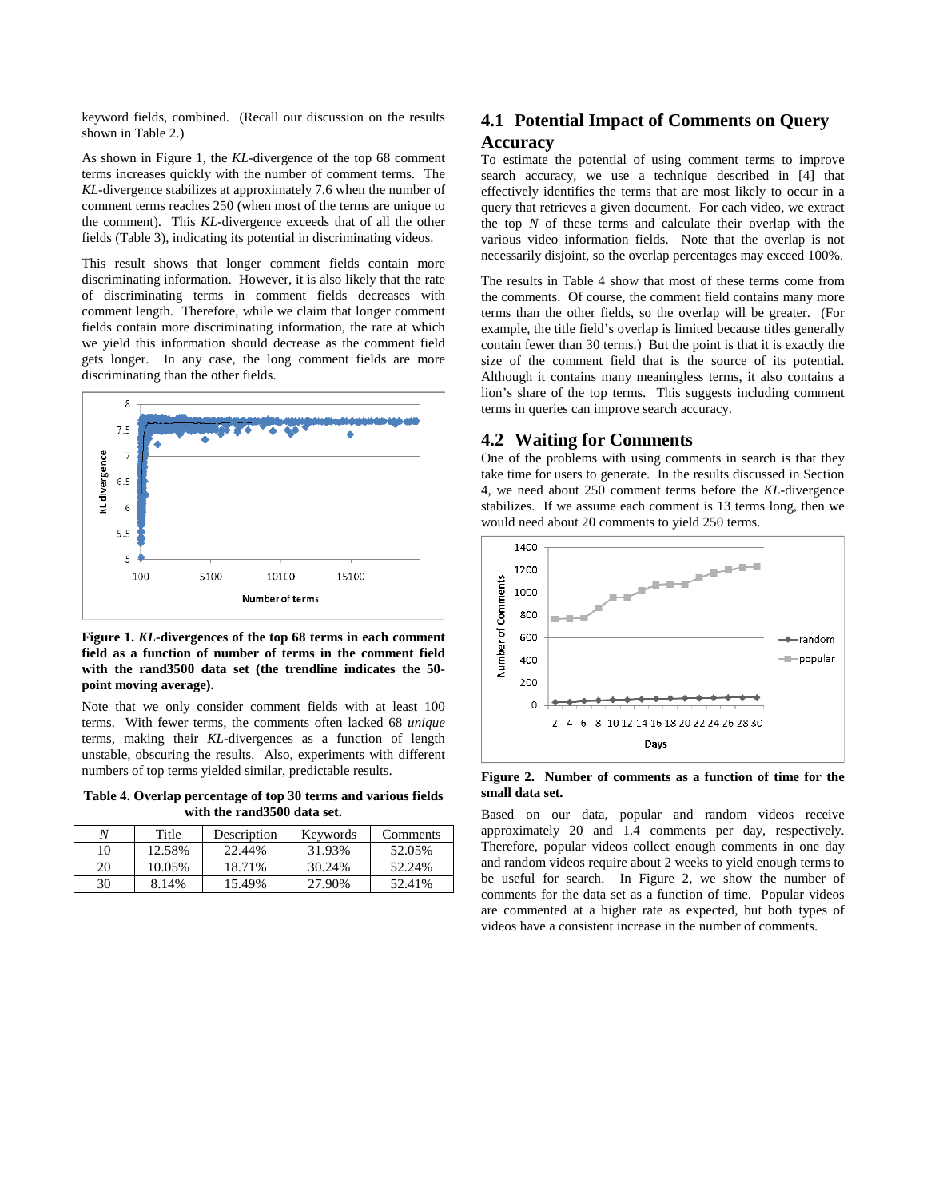keyword fields, combined. (Recall our discussion on the results shown in Table 2.)

As shown in Figure 1, the *KL*-divergence of the top 68 comment terms increases quickly with the number of comment terms. The *KL*-divergence stabilizes at approximately 7.6 when the number of comment terms reaches 250 (when most of the terms are unique to the comment). This *KL*-divergence exceeds that of all the other fields (Table 3), indicating its potential in discriminating videos.

This result shows that longer comment fields contain more discriminating information. However, it is also likely that the rate of discriminating terms in comment fields decreases with comment length. Therefore, while we claim that longer comment fields contain more discriminating information, the rate at which we yield this information should decrease as the comment field gets longer. In any case, the long comment fields are more discriminating than the other fields.

**Figure 1. *KL*-divergences of the top 68 terms in each comment field as a function of number of terms in the comment field with the rand3500 data set (the trendline indicates the 50-point moving average).**

Note that we only consider comment fields with at least 100 terms. With fewer terms, the comments often lacked 68 *unique* terms, making their *KL*-divergences as a function of length unstable, obscuring the results. Also, experiments with different numbers of top terms yielded similar, predictable results.

**Table 4. Overlap percentage of top 30 terms and various fields with the rand3500 data set.**

| *N* | Title | Description | Keywords | Comments |
|---|---|---|---|---|
| 10 | 12.58% | 22.44% | 31.93% | 52.05% |
| 20 | 10.05% | 18.71% | 30.24% | 52.24% |
| 30 | 8.14% | 15.49% | 27.90% | 52.41% |

## 4.1 Potential Impact of Comments on Query Accuracy

To estimate the potential of using comment terms to improve search accuracy, we use a technique described in [4] that effectively identifies the terms that are most likely to occur in a query that retrieves a given document. For each video, we extract the top *N* of these terms and calculate their overlap with the various video information fields. Note that the overlap is not necessarily disjoint, so the overlap percentages may exceed 100%.

The results in Table 4 show that most of these terms come from the comments. Of course, the comment field contains many more terms than the other fields, so the overlap will be greater. (For example, the title field's overlap is limited because titles generally contain fewer than 30 terms.) But the point is that it is exactly the size of the comment field that is the source of its potential. Although it contains many meaningless terms, it also contains a lion's share of the top terms. This suggests including comment terms in queries can improve search accuracy.

## 4.2 Waiting for Comments

One of the problems with using comments in search is that they take time for users to generate. In the results discussed in Section 4, we need about 250 comment terms before the *KL*-divergence stabilizes. If we assume each comment is 13 terms long, then we would need about 20 comments to yield 250 terms.

**Figure 2. Number of comments as a function of time for the small data set.**

Based on our data, popular and random videos receive approximately 20 and 1.4 comments per day, respectively. Therefore, popular videos collect enough comments in one day and random videos require about 2 weeks to yield enough terms to be useful for search. In Figure 2, we show the number of comments for the data set as a function of time. Popular videos are commented at a higher rate as expected, but both types of videos have a consistent increase in the number of comments.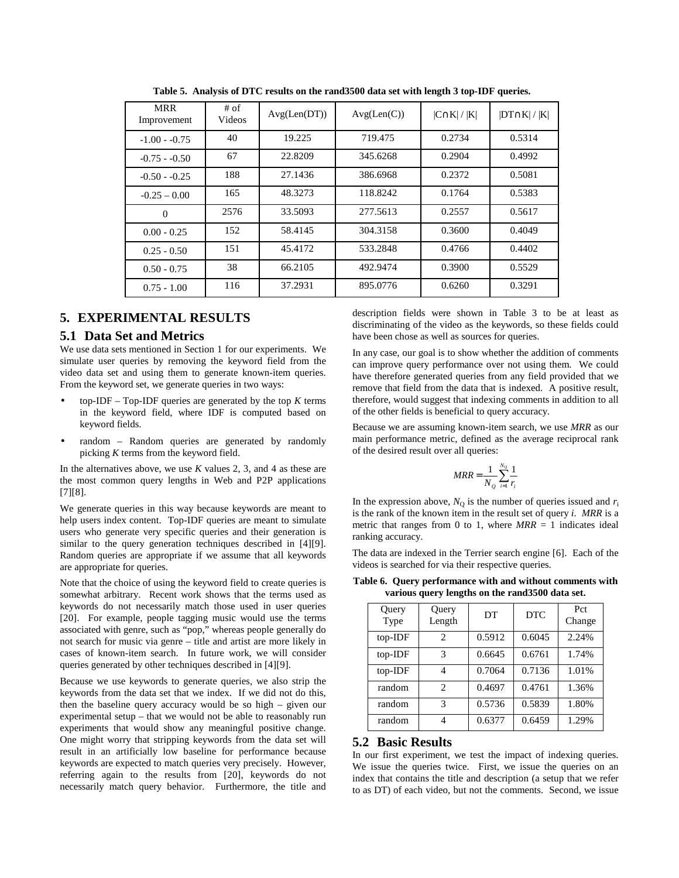**Table 5. Analysis of DTC results on the rand3500 data set with length 3 top-IDF queries.**

| MRR Improvement | # of Videos | Avg(Len(DT)) | Avg(Len(C)) | \|C∩K\| / \|K\| | \|DT∩K\| / \|K\| |
|---|---|---|---|---|---|
| -1.00 - -0.75 | 40 | 19.225 | 719.475 | 0.2734 | 0.5314 |
| -0.75 - -0.50 | 67 | 22.8209 | 345.6268 | 0.2904 | 0.4992 |
| -0.50 - -0.25 | 188 | 27.1436 | 386.6968 | 0.2372 | 0.5081 |
| -0.25 – 0.00 | 165 | 48.3273 | 118.8242 | 0.1764 | 0.5383 |
| 0 | 2576 | 33.5093 | 277.5613 | 0.2557 | 0.5617 |
| 0.00 - 0.25 | 152 | 58.4145 | 304.3158 | 0.3600 | 0.4049 |
| 0.25 - 0.50 | 151 | 45.4172 | 533.2848 | 0.4766 | 0.4402 |
| 0.50 - 0.75 | 38 | 66.2105 | 492.9474 | 0.3900 | 0.5529 |
| 0.75 - 1.00 | 116 | 37.2931 | 895.0776 | 0.6260 | 0.3291 |

## 5. EXPERIMENTAL RESULTS

### 5.1 Data Set and Metrics

We use data sets mentioned in Section 1 for our experiments. We simulate user queries by removing the keyword field from the video data set and using them to generate known-item queries. From the keyword set, we generate queries in two ways:

- top-IDF – Top-IDF queries are generated by the top *K* terms in the keyword field, where IDF is computed based on keyword fields.
- random – Random queries are generated by randomly picking *K* terms from the keyword field.

In the alternatives above, we use *K* values 2, 3, and 4 as these are the most common query lengths in Web and P2P applications [7][8].

We generate queries in this way because keywords are meant to help users index content. Top-IDF queries are meant to simulate users who generate very specific queries and their generation is similar to the query generation techniques described in [4][9]. Random queries are appropriate if we assume that all keywords are appropriate for queries.

Note that the choice of using the keyword field to create queries is somewhat arbitrary. Recent work shows that the terms used as keywords do not necessarily match those used in user queries [20]. For example, people tagging music would use the terms associated with genre, such as "pop," whereas people generally do not search for music via genre – title and artist are more likely in cases of known-item search. In future work, we will consider queries generated by other techniques described in [4][9].

Because we use keywords to generate queries, we also strip the keywords from the data set that we index. If we did not do this, then the baseline query accuracy would be so high – given our experimental setup – that we would not be able to reasonably run experiments that would show any meaningful positive change. One might worry that stripping keywords from the data set will result in an artificially low baseline for performance because keywords are expected to match queries very precisely. However, referring again to the results from [20], keywords do not necessarily match query behavior. Furthermore, the title and description fields were shown in Table 3 to be at least as discriminating of the video as the keywords, so these fields could have been chose as well as sources for queries.

In any case, our goal is to show whether the addition of comments can improve query performance over not using them. We could have therefore generated queries from any field provided that we remove that field from the data that is indexed. A positive result, therefore, would suggest that indexing comments in addition to all of the other fields is beneficial to query accuracy.

Because we are assuming known-item search, we use *MRR* as our main performance metric, defined as the average reciprocal rank of the desired result over all queries:

$$MRR = \frac{1}{N_Q}\sum_{i=1}^{N_Q}\frac{1}{r_i}$$

In the expression above, $N_Q$ is the number of queries issued and $r_i$ is the rank of the known item in the result set of query *i*. *MRR* is a metric that ranges from 0 to 1, where *MRR* = 1 indicates ideal ranking accuracy.

The data are indexed in the Terrier search engine [6]. Each of the videos is searched for via their respective queries.

**Table 6. Query performance with and without comments with various query lengths on the rand3500 data set.**

| Query Type | Query Length | DT | DTC | Pct Change |
|---|---|---|---|---|
| top-IDF | 2 | 0.5912 | 0.6045 | 2.24% |
| top-IDF | 3 | 0.6645 | 0.6761 | 1.74% |
| top-IDF | 4 | 0.7064 | 0.7136 | 1.01% |
| random | 2 | 0.4697 | 0.4761 | 1.36% |
| random | 3 | 0.5736 | 0.5839 | 1.80% |
| random | 4 | 0.6377 | 0.6459 | 1.29% |

### 5.2 Basic Results

In our first experiment, we test the impact of indexing queries. We issue the queries twice. First, we issue the queries on an index that contains the title and description (a setup that we refer to as DT) of each video, but not the comments. Second, we issue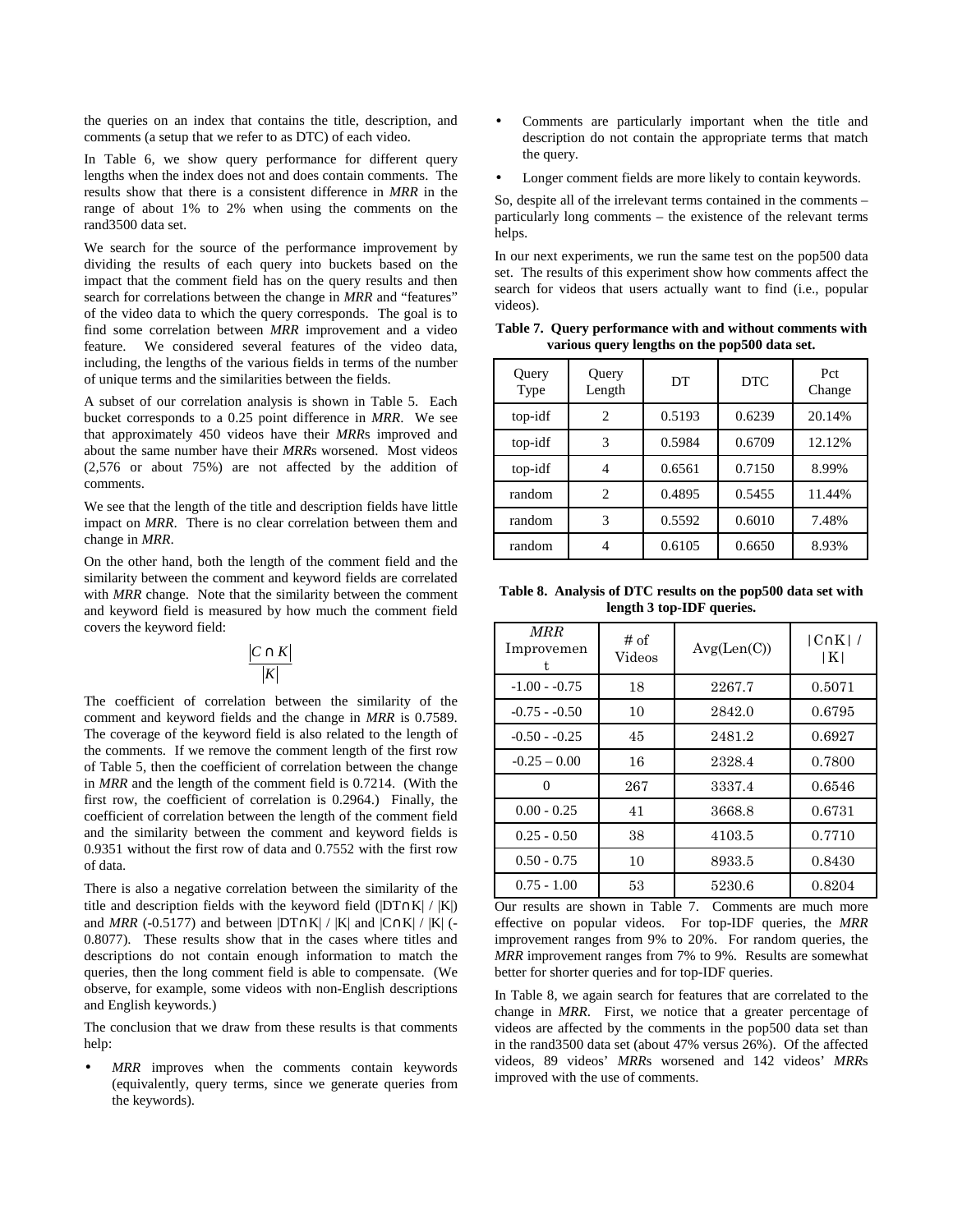the queries on an index that contains the title, description, and comments (a setup that we refer to as DTC) of each video.

In Table 6, we show query performance for different query lengths when the index does not and does contain comments. The results show that there is a consistent difference in *MRR* in the range of about 1% to 2% when using the comments on the rand3500 data set.

We search for the source of the performance improvement by dividing the results of each query into buckets based on the impact that the comment field has on the query results and then search for correlations between the change in *MRR* and "features" of the video data to which the query corresponds. The goal is to find some correlation between *MRR* improvement and a video feature. We considered several features of the video data, including, the lengths of the various fields in terms of the number of unique terms and the similarities between the fields.

A subset of our correlation analysis is shown in Table 5. Each bucket corresponds to a 0.25 point difference in *MRR*. We see that approximately 450 videos have their *MRR*s improved and about the same number have their *MRR*s worsened. Most videos (2,576 or about 75%) are not affected by the addition of comments.

We see that the length of the title and description fields have little impact on *MRR*. There is no clear correlation between them and change in *MRR*.

On the other hand, both the length of the comment field and the similarity between the comment and keyword fields are correlated with *MRR* change. Note that the similarity between the comment and keyword field is measured by how much the comment field covers the keyword field:

$$\frac{|C \cap K|}{|K|}$$

The coefficient of correlation between the similarity of the comment and keyword fields and the change in *MRR* is 0.7589. The coverage of the keyword field is also related to the length of the comments. If we remove the comment length of the first row of Table 5, then the coefficient of correlation between the change in *MRR* and the length of the comment field is 0.7214. (With the first row, the coefficient of correlation is 0.2964.) Finally, the coefficient of correlation between the length of the comment field and the similarity between the comment and keyword fields is 0.9351 without the first row of data and 0.7552 with the first row of data.

There is also a negative correlation between the similarity of the title and description fields with the keyword field ($|DT \cap K| / |K|$) and *MRR* (-0.5177) and between $|DT \cap K| / |K|$ and $|C \cap K| / |K|$ (-0.8077). These results show that in the cases where titles and descriptions do not contain enough information to match the queries, then the long comment field is able to compensate. (We observe, for example, some videos with non-English descriptions and English keywords.)

The conclusion that we draw from these results is that comments help:

- *MRR* improves when the comments contain keywords (equivalently, query terms, since we generate queries from the keywords).
- Comments are particularly important when the title and description do not contain the appropriate terms that match the query.
- Longer comment fields are more likely to contain keywords.

So, despite all of the irrelevant terms contained in the comments – particularly long comments – the existence of the relevant terms helps.

In our next experiments, we run the same test on the pop500 data set. The results of this experiment show how comments affect the search for videos that users actually want to find (i.e., popular videos).

**Table 7. Query performance with and without comments with various query lengths on the pop500 data set.**

| Query Type | Query Length | DT | DTC | Pct Change |
|---|---|---|---|---|
| top-idf | 2 | 0.5193 | 0.6239 | 20.14% |
| top-idf | 3 | 0.5984 | 0.6709 | 12.12% |
| top-idf | 4 | 0.6561 | 0.7150 | 8.99% |
| random | 2 | 0.4895 | 0.5455 | 11.44% |
| random | 3 | 0.5592 | 0.6010 | 7.48% |
| random | 4 | 0.6105 | 0.6650 | 8.93% |

**Table 8. Analysis of DTC results on the pop500 data set with length 3 top-IDF queries.**

| *MRR* Improvement | # of Videos | Avg(Len(C)) | $\|C \cap K\| / \|K\|$ |
|---|---|---|---|
| -1.00 - -0.75 | 18 | 2267.7 | 0.5071 |
| -0.75 - -0.50 | 10 | 2842.0 | 0.6795 |
| -0.50 - -0.25 | 45 | 2481.2 | 0.6927 |
| -0.25 – 0.00 | 16 | 2328.4 | 0.7800 |
| 0 | 267 | 3337.4 | 0.6546 |
| 0.00 - 0.25 | 41 | 3668.8 | 0.6731 |
| 0.25 - 0.50 | 38 | 4103.5 | 0.7710 |
| 0.50 - 0.75 | 10 | 8933.5 | 0.8430 |
| 0.75 - 1.00 | 53 | 5230.6 | 0.8204 |

Our results are shown in Table 7. Comments are much more effective on popular videos. For top-IDF queries, the *MRR* improvement ranges from 9% to 20%. For random queries, the *MRR* improvement ranges from 7% to 9%. Results are somewhat better for shorter queries and for top-IDF queries.

In Table 8, we again search for features that are correlated to the change in *MRR*. First, we notice that a greater percentage of videos are affected by the comments in the pop500 data set than in the rand3500 data set (about 47% versus 26%). Of the affected videos, 89 videos' *MRR*s worsened and 142 videos' *MRR*s improved with the use of comments.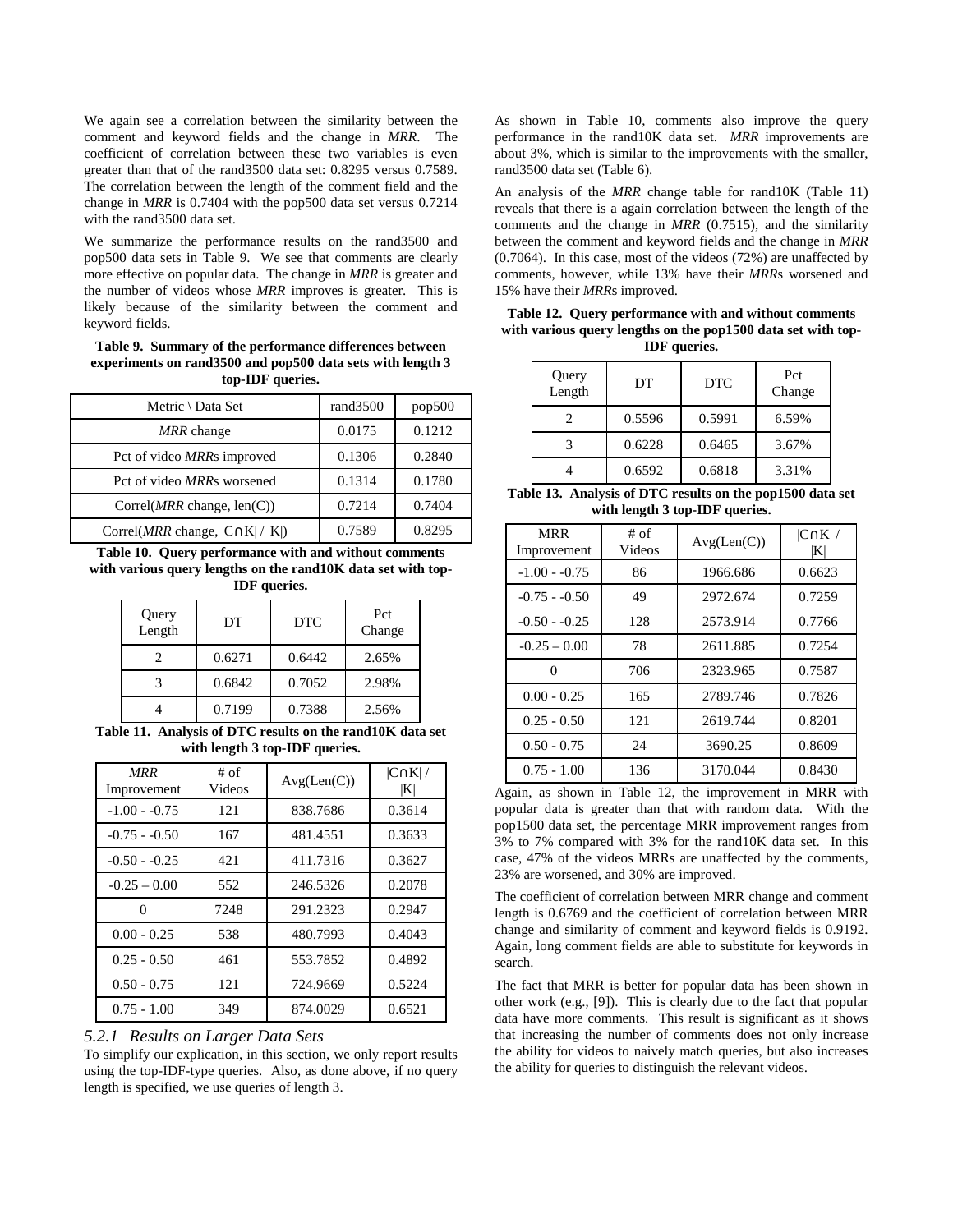We again see a correlation between the similarity between the comment and keyword fields and the change in *MRR*. The coefficient of correlation between these two variables is even greater than that of the rand3500 data set: 0.8295 versus 0.7589. The correlation between the length of the comment field and the change in *MRR* is 0.7404 with the pop500 data set versus 0.7214 with the rand3500 data set.

We summarize the performance results on the rand3500 and pop500 data sets in Table 9. We see that comments are clearly more effective on popular data. The change in *MRR* is greater and the number of videos whose *MRR* improves is greater. This is likely because of the similarity between the comment and keyword fields.

**Table 9. Summary of the performance differences between experiments on rand3500 and pop500 data sets with length 3 top-IDF queries.**

| Metric \ Data Set | rand3500 | pop500 |
|---|---|---|
| *MRR* change | 0.0175 | 0.1212 |
| Pct of video *MRR*s improved | 0.1306 | 0.2840 |
| Pct of video *MRR*s worsened | 0.1314 | 0.1780 |
| Correl(*MRR* change, len(C)) | 0.7214 | 0.7404 |
| Correl(*MRR* change, $\|C \cap K\| / \|K\|$) | 0.7589 | 0.8295 |

**Table 10. Query performance with and without comments with various query lengths on the rand10K data set with top-IDF queries.**

| Query Length | DT | DTC | Pct Change |
|---|---|---|---|
| 2 | 0.6271 | 0.6442 | 2.65% |
| 3 | 0.6842 | 0.7052 | 2.98% |
| 4 | 0.7199 | 0.7388 | 2.56% |

**Table 11. Analysis of DTC results on the rand10K data set with length 3 top-IDF queries.**

| *MRR* Improvement | # of Videos | Avg(Len(C)) | $\|C \cap K\| / \|K\|$ |
|---|---|---|---|
| -1.00 - -0.75 | 121 | 838.7686 | 0.3614 |
| -0.75 - -0.50 | 167 | 481.4551 | 0.3633 |
| -0.50 - -0.25 | 421 | 411.7316 | 0.3627 |
| -0.25 – 0.00 | 552 | 246.5326 | 0.2078 |
| 0 | 7248 | 291.2323 | 0.2947 |
| 0.00 - 0.25 | 538 | 480.7993 | 0.4043 |
| 0.25 - 0.50 | 461 | 553.7852 | 0.4892 |
| 0.50 - 0.75 | 121 | 724.9669 | 0.5224 |
| 0.75 - 1.00 | 349 | 874.0029 | 0.6521 |

### *5.2.1 Results on Larger Data Sets*

To simplify our explication, in this section, we only report results using the top-IDF-type queries. Also, as done above, if no query length is specified, we use queries of length 3.

As shown in Table 10, comments also improve the query performance in the rand10K data set. *MRR* improvements are about 3%, which is similar to the improvements with the smaller, rand3500 data set (Table 6).

An analysis of the *MRR* change table for rand10K (Table 11) reveals that there is a again correlation between the length of the comments and the change in *MRR* (0.7515), and the similarity between the comment and keyword fields and the change in *MRR* (0.7064). In this case, most of the videos (72%) are unaffected by comments, however, while 13% have their *MRR*s worsened and 15% have their *MRR*s improved.

**Table 12. Query performance with and without comments with various query lengths on the pop1500 data set with top-IDF queries.**

| Query Length | DT | DTC | Pct Change |
|---|---|---|---|
| 2 | 0.5596 | 0.5991 | 6.59% |
| 3 | 0.6228 | 0.6465 | 3.67% |
| 4 | 0.6592 | 0.6818 | 3.31% |

**Table 13. Analysis of DTC results on the pop1500 data set with length 3 top-IDF queries.**

| MRR Improvement | # of Videos | Avg(Len(C)) | $\|C \cap K\| / \|K\|$ |
|---|---|---|---|
| -1.00 - -0.75 | 86 | 1966.686 | 0.6623 |
| -0.75 - -0.50 | 49 | 2972.674 | 0.7259 |
| -0.50 - -0.25 | 128 | 2573.914 | 0.7766 |
| -0.25 – 0.00 | 78 | 2611.885 | 0.7254 |
| 0 | 706 | 2323.965 | 0.7587 |
| 0.00 - 0.25 | 165 | 2789.746 | 0.7826 |
| 0.25 - 0.50 | 121 | 2619.744 | 0.8201 |
| 0.50 - 0.75 | 24 | 3690.25 | 0.8609 |
| 0.75 - 1.00 | 136 | 3170.044 | 0.8430 |

Again, as shown in Table 12, the improvement in MRR with popular data is greater than that with random data. With the pop1500 data set, the percentage MRR improvement ranges from 3% to 7% compared with 3% for the rand10K data set. In this case, 47% of the videos MRRs are unaffected by the comments, 23% are worsened, and 30% are improved.

The coefficient of correlation between MRR change and comment length is 0.6769 and the coefficient of correlation between MRR change and similarity of comment and keyword fields is 0.9192. Again, long comment fields are able to substitute for keywords in search.

The fact that MRR is better for popular data has been shown in other work (e.g., [9]). This is clearly due to the fact that popular data have more comments. This result is significant as it shows that increasing the number of comments does not only increase the ability for videos to naively match queries, but also increases the ability for queries to distinguish the relevant videos.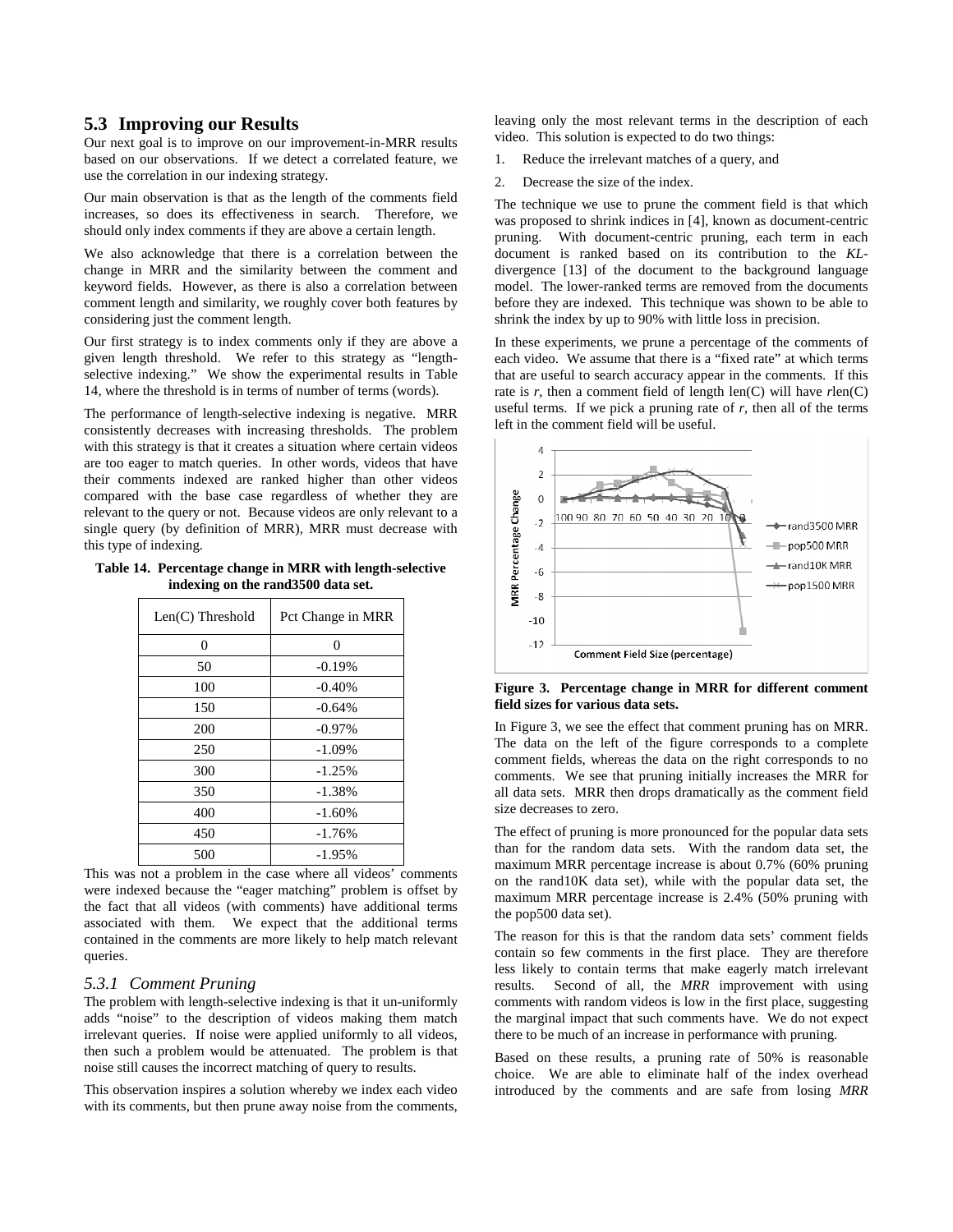### 5.3 Improving our Results

Our next goal is to improve on our improvement-in-MRR results based on our observations. If we detect a correlated feature, we use the correlation in our indexing strategy.

Our main observation is that as the length of the comments field increases, so does its effectiveness in search. Therefore, we should only index comments if they are above a certain length.

We also acknowledge that there is a correlation between the change in MRR and the similarity between the comment and keyword fields. However, as there is also a correlation between comment length and similarity, we roughly cover both features by considering just the comment length.

Our first strategy is to index comments only if they are above a given length threshold. We refer to this strategy as "length-selective indexing." We show the experimental results in Table 14, where the threshold is in terms of number of terms (words).

The performance of length-selective indexing is negative. MRR consistently decreases with increasing thresholds. The problem with this strategy is that it creates a situation where certain videos are too eager to match queries. In other words, videos that have their comments indexed are ranked higher than other videos compared with the base case regardless of whether they are relevant to the query or not. Because videos are only relevant to a single query (by definition of MRR), MRR must decrease with this type of indexing.

**Table 14. Percentage change in MRR with length-selective indexing on the rand3500 data set.**

| Len(C) Threshold | Pct Change in MRR |
|---|---|
| 0 | 0 |
| 50 | -0.19% |
| 100 | -0.40% |
| 150 | -0.64% |
| 200 | -0.97% |
| 250 | -1.09% |
| 300 | -1.25% |
| 350 | -1.38% |
| 400 | -1.60% |
| 450 | -1.76% |
| 500 | -1.95% |

This was not a problem in the case where all videos' comments were indexed because the "eager matching" problem is offset by the fact that all videos (with comments) have additional terms associated with them. We expect that the additional terms contained in the comments are more likely to help match relevant queries.

#### *5.3.1 Comment Pruning*

The problem with length-selective indexing is that it un-uniformly adds "noise" to the description of videos making them match irrelevant queries. If noise were applied uniformly to all videos, then such a problem would be attenuated. The problem is that noise still causes the incorrect matching of query to results.

This observation inspires a solution whereby we index each video with its comments, but then prune away noise from the comments, leaving only the most relevant terms in the description of each video. This solution is expected to do two things:

1. Reduce the irrelevant matches of a query, and
2. Decrease the size of the index.

The technique we use to prune the comment field is that which was proposed to shrink indices in [4], known as document-centric pruning. With document-centric pruning, each term in each document is ranked based on its contribution to the *KL*-divergence [13] of the document to the background language model. The lower-ranked terms are removed from the documents before they are indexed. This technique was shown to be able to shrink the index by up to 90% with little loss in precision.

In these experiments, we prune a percentage of the comments of each video. We assume that there is a "fixed rate" at which terms that are useful to search accuracy appear in the comments. If this rate is $r$, then a comment field of length len(C) will have $r$len(C) useful terms. If we pick a pruning rate of $r$, then all of the terms left in the comment field will be useful.

**Figure 3. Percentage change in MRR for different comment field sizes for various data sets.**

In Figure 3, we see the effect that comment pruning has on MRR. The data on the left of the figure corresponds to a complete comment fields, whereas the data on the right corresponds to no comments. We see that pruning initially increases the MRR for all data sets. MRR then drops dramatically as the comment field size decreases to zero.

The effect of pruning is more pronounced for the popular data sets than for the random data sets. With the random data set, the maximum MRR percentage increase is about 0.7% (60% pruning on the rand10K data set), while with the popular data set, the maximum MRR percentage increase is 2.4% (50% pruning with the pop500 data set).

The reason for this is that the random data sets' comment fields contain so few comments in the first place. They are therefore less likely to contain terms that make eagerly match irrelevant results. Second of all, the *MRR* improvement with using comments with random videos is low in the first place, suggesting the marginal impact that such comments have. We do not expect there to be much of an increase in performance with pruning.

Based on these results, a pruning rate of 50% is reasonable choice. We are able to eliminate half of the index overhead introduced by the comments and are safe from losing *MRR*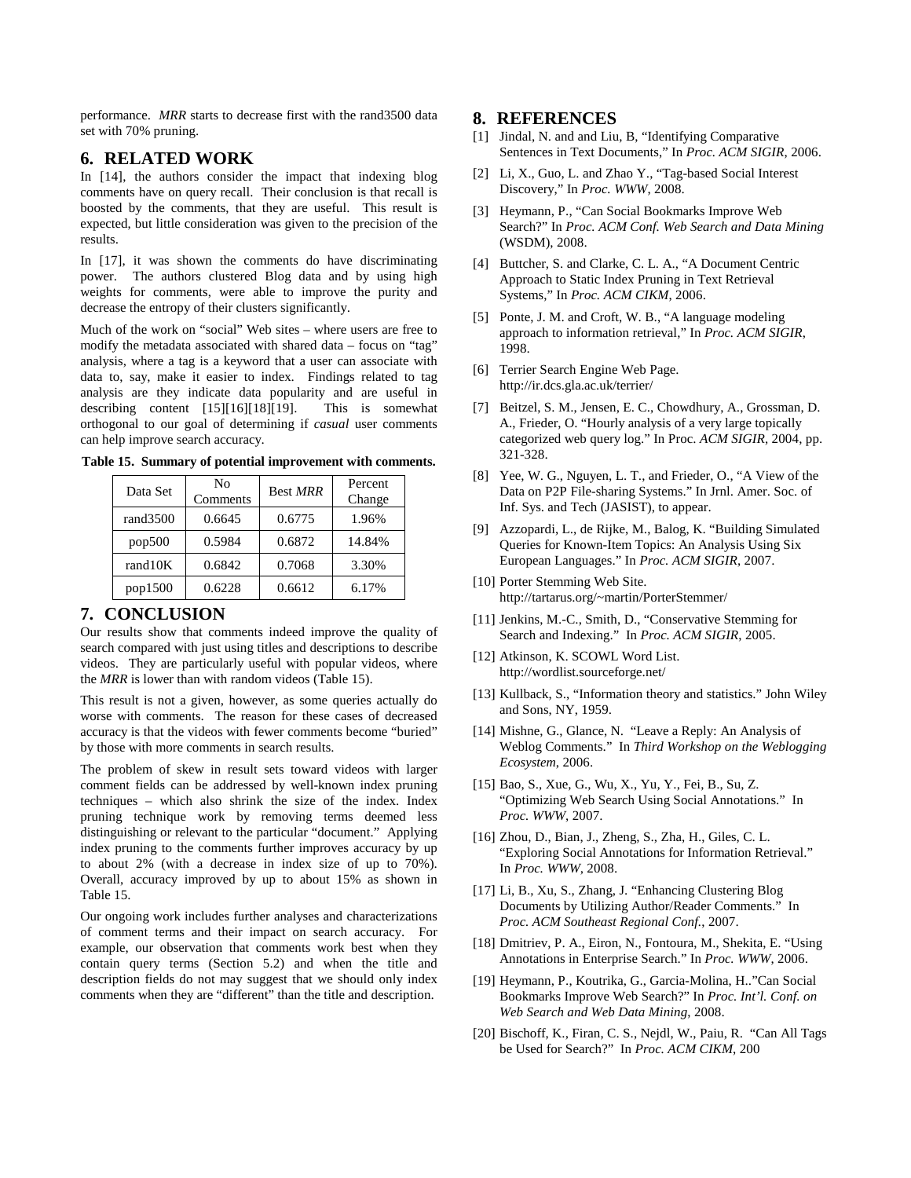performance. *MRR* starts to decrease first with the rand3500 data set with 70% pruning.

## 6. RELATED WORK

In [14], the authors consider the impact that indexing blog comments have on query recall. Their conclusion is that recall is boosted by the comments, that they are useful. This result is expected, but little consideration was given to the precision of the results.

In [17], it was shown the comments do have discriminating power. The authors clustered Blog data and by using high weights for comments, were able to improve the purity and decrease the entropy of their clusters significantly.

Much of the work on "social" Web sites – where users are free to modify the metadata associated with shared data – focus on "tag" analysis, where a tag is a keyword that a user can associate with data to, say, make it easier to index. Findings related to tag analysis are they indicate data popularity and are useful in describing content [15][16][18][19]. This is somewhat orthogonal to our goal of determining if *casual* user comments can help improve search accuracy.

**Table 15. Summary of potential improvement with comments.**

| Data Set | No Comments | Best *MRR* | Percent Change |
|---|---|---|---|
| rand3500 | 0.6645 | 0.6775 | 1.96% |
| pop500 | 0.5984 | 0.6872 | 14.84% |
| rand10K | 0.6842 | 0.7068 | 3.30% |
| pop1500 | 0.6228 | 0.6612 | 6.17% |

## 7. CONCLUSION

Our results show that comments indeed improve the quality of search compared with just using titles and descriptions to describe videos. They are particularly useful with popular videos, where the *MRR* is lower than with random videos (Table 15).

This result is not a given, however, as some queries actually do worse with comments. The reason for these cases of decreased accuracy is that the videos with fewer comments become "buried" by those with more comments in search results.

The problem of skew in result sets toward videos with larger comment fields can be addressed by well-known index pruning techniques – which also shrink the size of the index. Index pruning technique work by removing terms deemed less distinguishing or relevant to the particular "document." Applying index pruning to the comments further improves accuracy by up to about 2% (with a decrease in index size of up to 70%). Overall, accuracy improved by up to about 15% as shown in Table 15.

Our ongoing work includes further analyses and characterizations of comment terms and their impact on search accuracy. For example, our observation that comments work best when they contain query terms (Section 5.2) and when the title and description fields do not may suggest that we should only index comments when they are "different" than the title and description.

## 8. REFERENCES

[1] Jindal, N. and and Liu, B, "Identifying Comparative Sentences in Text Documents," In *Proc. ACM SIGIR*, 2006.

[2] Li, X., Guo, L. and Zhao Y., "Tag-based Social Interest Discovery," In *Proc. WWW*, 2008.

[3] Heymann, P., "Can Social Bookmarks Improve Web Search?" In *Proc. ACM Conf. Web Search and Data Mining* (WSDM), 2008.

[4] Buttcher, S. and Clarke, C. L. A., "A Document Centric Approach to Static Index Pruning in Text Retrieval Systems," In *Proc. ACM CIKM*, 2006.

[5] Ponte, J. M. and Croft, W. B., "A language modeling approach to information retrieval," In *Proc. ACM SIGIR*, 1998.

[6] Terrier Search Engine Web Page. http://ir.dcs.gla.ac.uk/terrier/

[7] Beitzel, S. M., Jensen, E. C., Chowdhury, A., Grossman, D. A., Frieder, O. "Hourly analysis of a very large topically categorized web query log." In Proc. *ACM SIGIR*, 2004, pp. 321-328.

[8] Yee, W. G., Nguyen, L. T., and Frieder, O., "A View of the Data on P2P File-sharing Systems." In Jrnl. Amer. Soc. of Inf. Sys. and Tech (JASIST), to appear.

[9] Azzopardi, L., de Rijke, M., Balog, K. "Building Simulated Queries for Known-Item Topics: An Analysis Using Six European Languages." In *Proc. ACM SIGIR*, 2007.

[10] Porter Stemming Web Site. http://tartarus.org/~martin/PorterStemmer/

[11] Jenkins, M.-C., Smith, D., "Conservative Stemming for Search and Indexing." In *Proc. ACM SIGIR*, 2005.

[12] Atkinson, K. SCOWL Word List. http://wordlist.sourceforge.net/

[13] Kullback, S., "Information theory and statistics." John Wiley and Sons, NY, 1959.

[14] Mishne, G., Glance, N. "Leave a Reply: An Analysis of Weblog Comments." In *Third Workshop on the Weblogging Ecosystem*, 2006.

[15] Bao, S., Xue, G., Wu, X., Yu, Y., Fei, B., Su, Z. "Optimizing Web Search Using Social Annotations." In *Proc. WWW*, 2007.

[16] Zhou, D., Bian, J., Zheng, S., Zha, H., Giles, C. L. "Exploring Social Annotations for Information Retrieval." In *Proc. WWW*, 2008.

[17] Li, B., Xu, S., Zhang, J. "Enhancing Clustering Blog Documents by Utilizing Author/Reader Comments." In *Proc. ACM Southeast Regional Conf.*, 2007.

[18] Dmitriev, P. A., Eiron, N., Fontoura, M., Shekita, E. "Using Annotations in Enterprise Search." In *Proc. WWW*, 2006.

[19] Heymann, P., Koutrika, G., Garcia-Molina, H.."Can Social Bookmarks Improve Web Search?" In *Proc. Int'l. Conf. on Web Search and Web Data Mining*, 2008.

[20] Bischoff, K., Firan, C. S., Nejdl, W., Paiu, R. "Can All Tags be Used for Search?" In *Proc. ACM CIKM*, 200